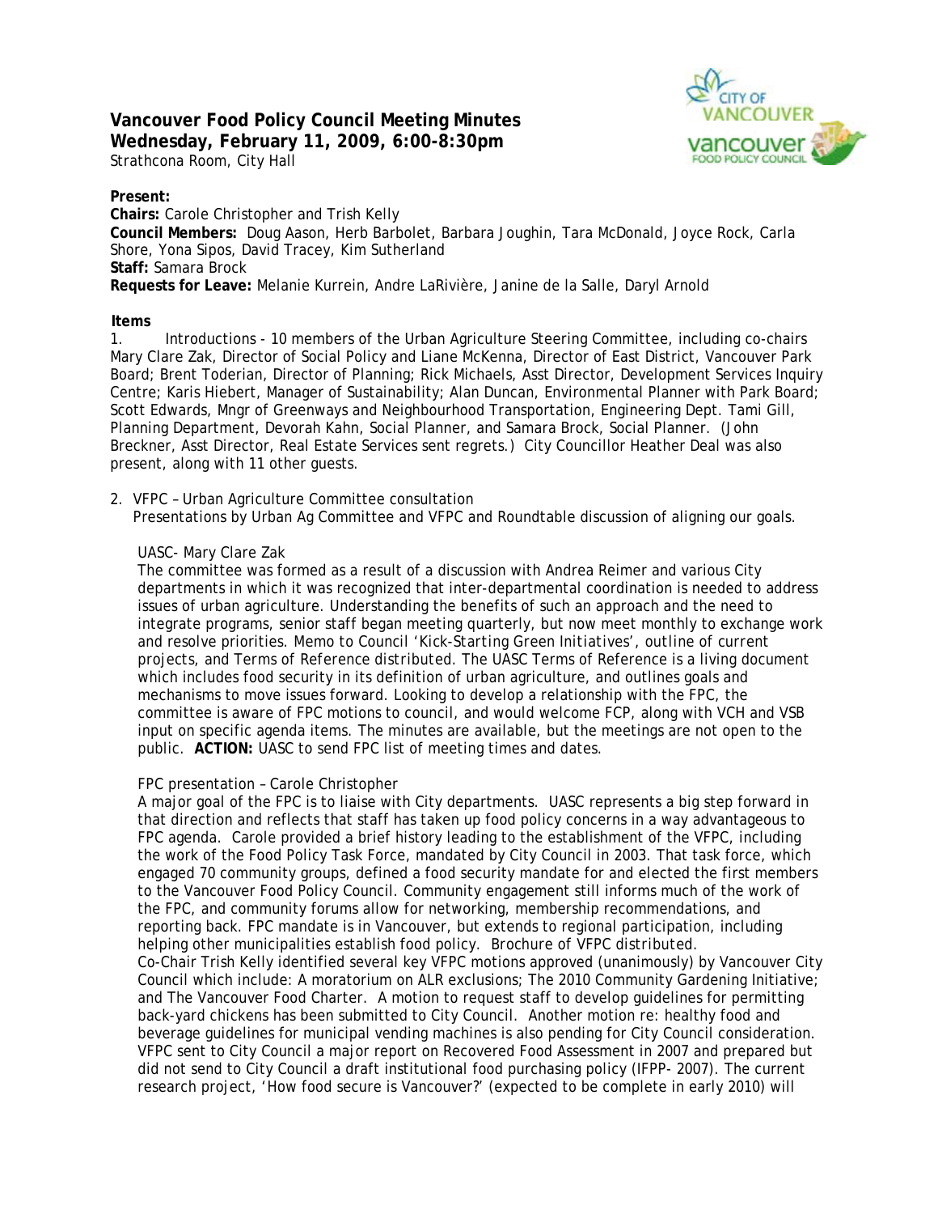# Vancouver Food Policy Council Meeting Minutes
## Wednesday, February 11, 2009, 6:00-8:30pm

Strathcona Room, City Hall

**Present:**
**Chairs:** Carole Christopher and Trish Kelly
**Council Members:** Doug Aason, Herb Barbolet, Barbara Joughin, Tara McDonald, Joyce Rock, Carla Shore, Yona Sipos, David Tracey, Kim Sutherland
**Staff:** Samara Brock
**Requests for Leave:** Melanie Kurrein, Andre LaRivière, Janine de la Salle, Daryl Arnold

**Items**

1. Introductions - 10 members of the Urban Agriculture Steering Committee, including co-chairs Mary Clare Zak, Director of Social Policy and Liane McKenna, Director of East District, Vancouver Park Board; Brent Toderian, Director of Planning; Rick Michaels, Asst Director, Development Services Inquiry Centre; Karis Hiebert, Manager of Sustainability; Alan Duncan, Environmental Planner with Park Board; Scott Edwards, Mngr of Greenways and Neighbourhood Transportation, Engineering Dept. Tami Gill, Planning Department, Devorah Kahn, Social Planner, and Samara Brock, Social Planner. (John Breckner, Asst Director, Real Estate Services sent regrets.) City Councillor Heather Deal was also present, along with 11 other guests.

2. VFPC – Urban Agriculture Committee consultation
   Presentations by Urban Ag Committee and VFPC and Roundtable discussion of aligning our goals.

   UASC- Mary Clare Zak
   The committee was formed as a result of a discussion with Andrea Reimer and various City departments in which it was recognized that inter-departmental coordination is needed to address issues of urban agriculture. Understanding the benefits of such an approach and the need to integrate programs, senior staff began meeting quarterly, but now meet monthly to exchange work and resolve priorities. *Memo to Council 'Kick-Starting Green Initiatives', outline of current projects, and Terms of Reference distributed.* The UASC Terms of Reference is a living document which includes food security in its definition of urban agriculture, and outlines goals and mechanisms to move issues forward. Looking to develop a relationship with the FPC, the committee is aware of FPC motions to council, and would welcome FCP, along with VCH and VSB input on specific agenda items. The minutes are available, but the meetings are not open to the public. **ACTION:** UASC to send FPC list of meeting times and dates.

   FPC presentation – Carole Christopher
   A major goal of the FPC is to liaise with City departments. UASC represents a big step forward in that direction and reflects that staff has taken up food policy concerns in a way advantageous to FPC agenda. Carole provided a brief history leading to the establishment of the VFPC, including the work of the Food Policy Task Force, mandated by City Council in 2003. That task force, which engaged 70 community groups, defined a food security mandate for and elected the first members to the Vancouver Food Policy Council. Community engagement still informs much of the work of the FPC, and community forums allow for networking, membership recommendations, and reporting back. FPC mandate is in Vancouver, but extends to regional participation, including helping other municipalities establish food policy. *Brochure of VFPC distributed.*
   Co-Chair Trish Kelly identified several key VFPC motions approved (unanimously) by Vancouver City Council which include: A moratorium on ALR exclusions; The 2010 Community Gardening Initiative; and The Vancouver Food Charter. A motion to request staff to develop guidelines for permitting back-yard chickens has been submitted to City Council. Another motion re: healthy food and beverage guidelines for municipal vending machines is also pending for City Council consideration. VFPC sent to City Council a major report on Recovered Food Assessment in 2007 and prepared but did not send to City Council a draft institutional food purchasing policy (IFPP- 2007). The current research project, 'How food secure is Vancouver?' (expected to be complete in early 2010) will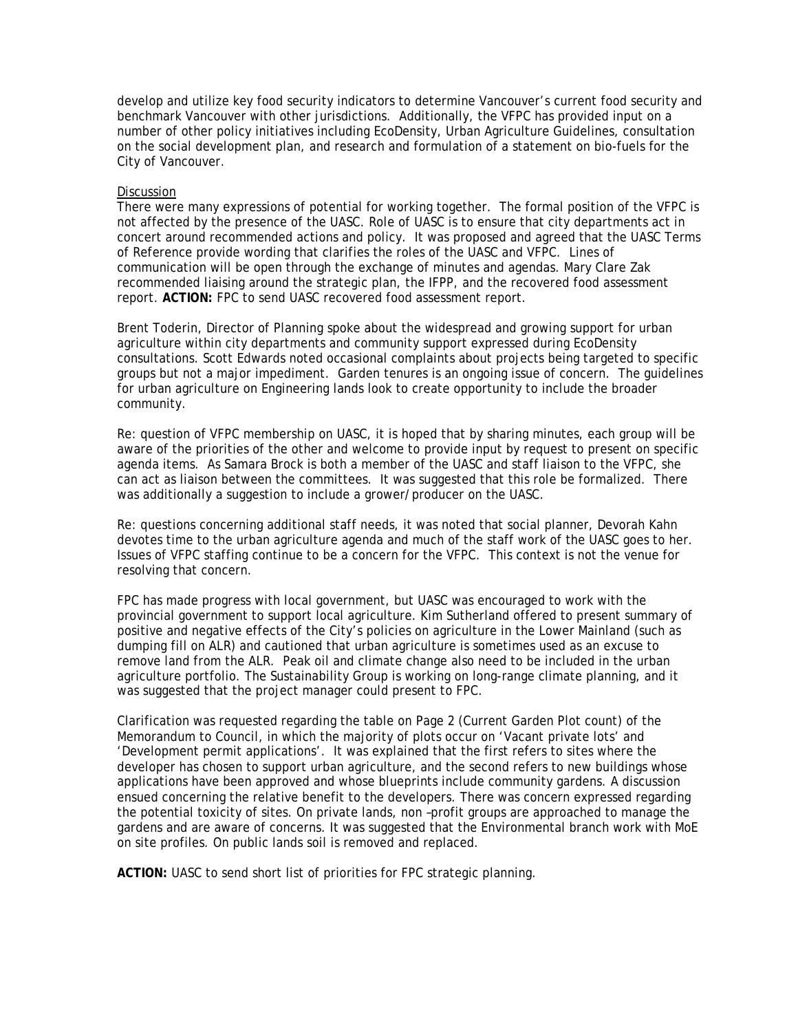develop and utilize key food security indicators to determine Vancouver's current food security and benchmark Vancouver with other jurisdictions. Additionally, the VFPC has provided input on a number of other policy initiatives including EcoDensity, Urban Agriculture Guidelines, consultation on the social development plan, and research and formulation of a statement on bio-fuels for the City of Vancouver.

Discussion

There were many expressions of potential for working together. The formal position of the VFPC is not affected by the presence of the UASC. Role of UASC is to ensure that city departments act in concert around recommended actions and policy. It was proposed and agreed that the UASC Terms of Reference provide wording that clarifies the roles of the UASC and VFPC. Lines of communication will be open through the exchange of minutes and agendas. Mary Clare Zak recommended liaising around the strategic plan, the IFPP, and the recovered food assessment report. **ACTION:** FPC to send UASC recovered food assessment report.

Brent Toderin, Director of Planning spoke about the widespread and growing support for urban agriculture within city departments and community support expressed during EcoDensity consultations. Scott Edwards noted occasional complaints about projects being targeted to specific groups but not a major impediment. Garden tenures is an ongoing issue of concern. The guidelines for urban agriculture on Engineering lands look to create opportunity to include the broader community.

Re: question of VFPC membership on UASC, it is hoped that by sharing minutes, each group will be aware of the priorities of the other and welcome to provide input by request to present on specific agenda items. As Samara Brock is both a member of the UASC and staff liaison to the VFPC, she can act as liaison between the committees. It was suggested that this role be formalized. There was additionally a suggestion to include a grower/producer on the UASC.

Re: questions concerning additional staff needs, it was noted that social planner, Devorah Kahn devotes time to the urban agriculture agenda and much of the staff work of the UASC goes to her. Issues of VFPC staffing continue to be a concern for the VFPC. This context is not the venue for resolving that concern.

FPC has made progress with local government, but UASC was encouraged to work with the provincial government to support local agriculture. Kim Sutherland offered to present summary of positive and negative effects of the City's policies on agriculture in the Lower Mainland (such as dumping fill on ALR) and cautioned that urban agriculture is sometimes used as an excuse to remove land from the ALR. Peak oil and climate change also need to be included in the urban agriculture portfolio. The Sustainability Group is working on long-range climate planning, and it was suggested that the project manager could present to FPC.

Clarification was requested regarding the table on Page 2 (Current Garden Plot count) of the Memorandum to Council, in which the majority of plots occur on 'Vacant private lots' and 'Development permit applications'. It was explained that the first refers to sites where the developer has chosen to support urban agriculture, and the second refers to new buildings whose applications have been approved and whose blueprints include community gardens. A discussion ensued concerning the relative benefit to the developers. There was concern expressed regarding the potential toxicity of sites. On private lands, non –profit groups are approached to manage the gardens and are aware of concerns. It was suggested that the Environmental branch work with MoE on site profiles. On public lands soil is removed and replaced.

**ACTION:** UASC to send short list of priorities for FPC strategic planning.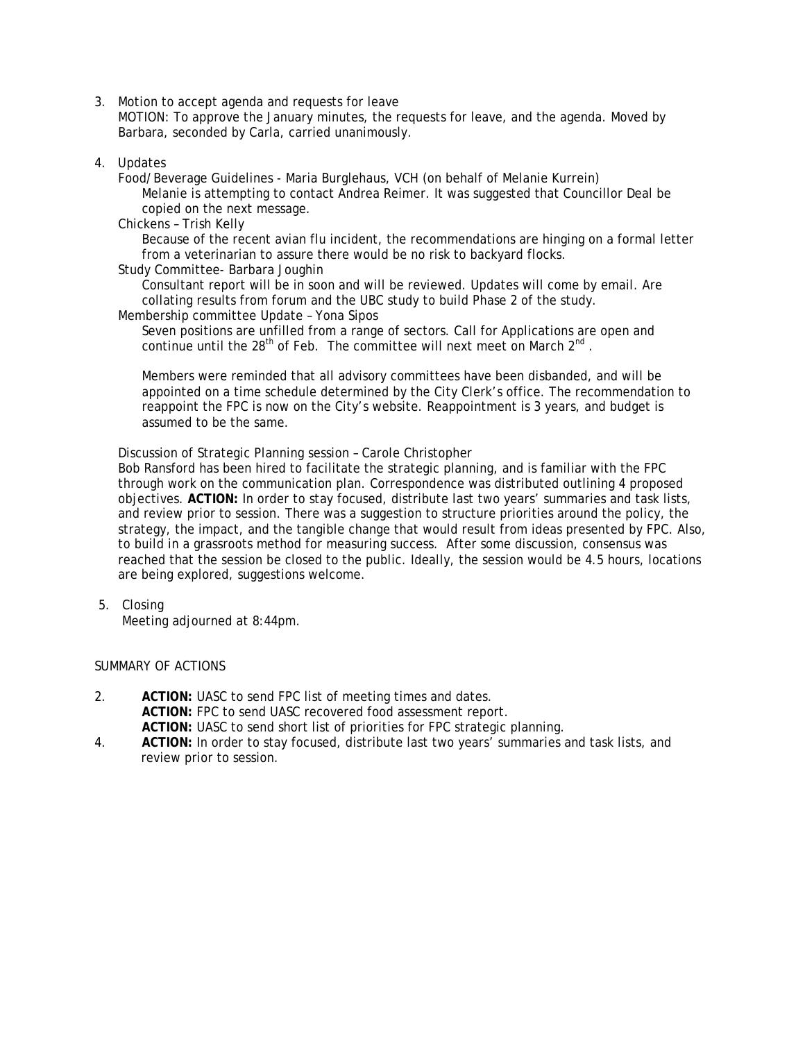3. Motion to accept agenda and requests for leave

   MOTION: To approve the January minutes, the requests for leave, and the agenda. Moved by Barbara, seconded by Carla, carried unanimously.

4. Updates

   Food/Beverage Guidelines - Maria Burglehaus, VCH (on behalf of Melanie Kurrein)

   Melanie is attempting to contact Andrea Reimer. It was suggested that Councillor Deal be copied on the next message.

   Chickens – Trish Kelly

   Because of the recent avian flu incident, the recommendations are hinging on a formal letter from a veterinarian to assure there would be no risk to backyard flocks.

   Study Committee- Barbara Joughin

   Consultant report will be in soon and will be reviewed. Updates will come by email. Are collating results from forum and the UBC study to build Phase 2 of the study.

   Membership committee Update – Yona Sipos

   Seven positions are unfilled from a range of sectors. Call for Applications are open and continue until the 28th of Feb. The committee will next meet on March 2nd .

   Members were reminded that all advisory committees have been disbanded, and will be appointed on a time schedule determined by the City Clerk's office. The recommendation to reappoint the FPC is now on the City's website. Reappointment is 3 years, and budget is assumed to be the same.

   Discussion of Strategic Planning session – Carole Christopher

   Bob Ransford has been hired to facilitate the strategic planning, and is familiar with the FPC through work on the communication plan. Correspondence was distributed outlining 4 proposed objectives. **ACTION:** In order to stay focused, distribute last two years' summaries and task lists, and review prior to session. There was a suggestion to structure priorities around the policy, the strategy, the impact, and the tangible change that would result from ideas presented by FPC. Also, to build in a grassroots method for measuring success. After some discussion, consensus was reached that the session be closed to the public. Ideally, the session would be 4.5 hours, locations are being explored, suggestions welcome.

5. Closing

   Meeting adjourned at 8:44pm.

SUMMARY OF ACTIONS

2. **ACTION:** UASC to send FPC list of meeting times and dates.
   **ACTION:** FPC to send UASC recovered food assessment report.
   **ACTION:** UASC to send short list of priorities for FPC strategic planning.
4. **ACTION:** In order to stay focused, distribute last two years' summaries and task lists, and review prior to session.